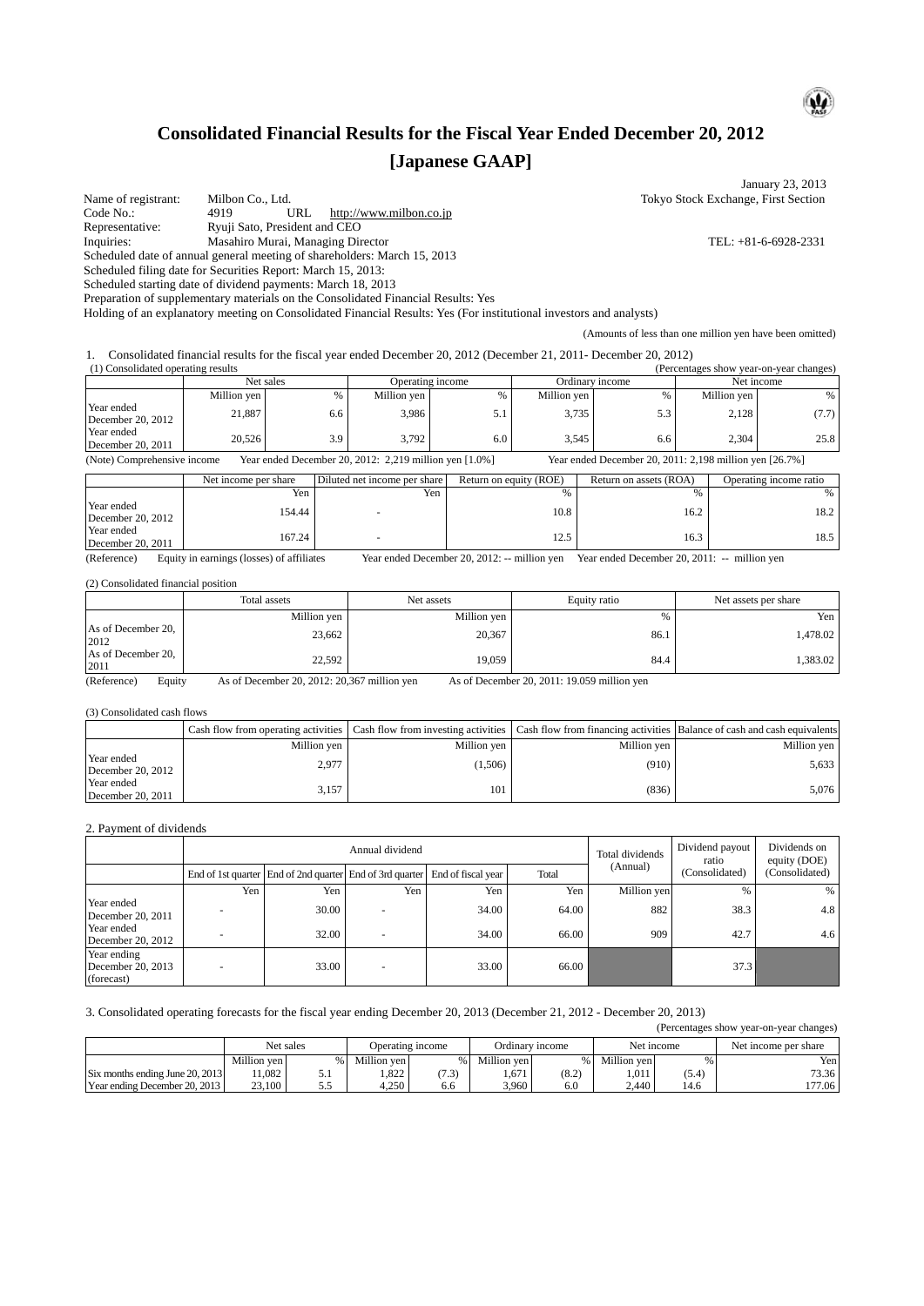# Consolidated Financial Results for the Fiscal Year Ended December 20, 2012

# [Japanese GAAP]

January 23, 2013

Name of registrant: Milbon Co., Ltd. — Tokyo Stock Exchange, First Section

Code No.: 4919 URL http://www.milbon.co.jp

Representative: Ryuji Sato, President and CEO

Inquiries: Masahiro Murai, Managing Director — TEL: +81-6-6928-2331

Scheduled date of annual general meeting of shareholders: March 15, 2013

Scheduled filing date for Securities Report: March 15, 2013:

Scheduled starting date of dividend payments: March 18, 2013

Preparation of supplementary materials on the Consolidated Financial Results: Yes

Holding of an explanatory meeting on Consolidated Financial Results: Yes (For institutional investors and analysts)

(Amounts of less than one million yen have been omitted)

1. Consolidated financial results for the fiscal year ended December 20, 2012 (December 21, 2011- December 20, 2012)

(1) Consolidated operating results (Percentages show year-on-year changes)

| | Net sales | | Operating income | | Ordinary income | | Net income | |
|---|---|---|---|---|---|---|---|---|
| | Million yen | % | Million yen | % | Million yen | % | Million yen | % |
| Year ended December 20, 2012 | 21,887 | 6.6 | 3,986 | 5.1 | 3,735 | 5.3 | 2,128 | (7.7) |
| Year ended December 20, 2011 | 20,526 | 3.9 | 3,792 | 6.0 | 3,545 | 6.6 | 2,304 | 25.8 |

(Note) Comprehensive income Year ended December 20, 2012: 2,219 million yen [1.0%] Year ended December 20, 2011: 2,198 million yen [26.7%]

| | Net income per share | Diluted net income per share | Return on equity (ROE) | Return on assets (ROA) | Operating income ratio |
|---|---|---|---|---|---|
| | Yen | Yen | % | % | % |
| Year ended December 20, 2012 | 154.44 | - | 10.8 | 16.2 | 18.2 |
| Year ended December 20, 2011 | 167.24 | - | 12.5 | 16.3 | 18.5 |

(Reference) Equity in earnings (losses) of affiliates Year ended December 20, 2012: -- million yen Year ended December 20, 2011: -- million yen

(2) Consolidated financial position

| | Total assets | Net assets | Equity ratio | Net assets per share |
|---|---|---|---|---|
| | Million yen | Million yen | % | Yen |
| As of December 20, 2012 | 23,662 | 20,367 | 86.1 | 1,478.02 |
| As of December 20, 2011 | 22,592 | 19,059 | 84.4 | 1,383.02 |

(Reference) Equity As of December 20, 2012: 20,367 million yen As of December 20, 2011: 19.059 million yen

(3) Consolidated cash flows

| | Cash flow from operating activities | Cash flow from investing activities | Cash flow from financing activities | Balance of cash and cash equivalents |
|---|---|---|---|---|
| | Million yen | Million yen | Million yen | Million yen |
| Year ended December 20, 2012 | 2,977 | (1,506) | (910) | 5,633 |
| Year ended December 20, 2011 | 3,157 | 101 | (836) | 5,076 |

2. Payment of dividends

| | Annual dividend | | | | | Total dividends (Annual) | Dividend payout ratio (Consolidated) | Dividends on equity (DOE) (Consolidated) |
|---|---|---|---|---|---|---|---|---|
| | End of 1st quarter | End of 2nd quarter | End of 3rd quarter | End of fiscal year | Total | | | |
| | Yen | Yen | Yen | Yen | Yen | Million yen | % | % |
| Year ended December 20, 2011 | - | 30.00 | - | 34.00 | 64.00 | 882 | 38.3 | 4.8 |
| Year ended December 20, 2012 | - | 32.00 | - | 34.00 | 66.00 | 909 | 42.7 | 4.6 |
| Year ending December 20, 2013 (forecast) | - | 33.00 | - | 33.00 | 66.00 | | 37.3 | |

3. Consolidated operating forecasts for the fiscal year ending December 20, 2013 (December 21, 2012 - December 20, 2013)

(Percentages show year-on-year changes)

| | Net sales | | Operating income | | Ordinary income | | Net income | | Net income per share |
|---|---|---|---|---|---|---|---|---|---|
| | Million yen | % | Million yen | % | Million yen | % | Million yen | % | Yen |
| Six months ending June 20, 2013 | 11,082 | 5.1 | 1,822 | (7.3) | 1,671 | (8.2) | 1,011 | (5.4) | 73.36 |
| Year ending December 20, 2013 | 23,100 | 5.5 | 4,250 | 6.6 | 3,960 | 6.0 | 2,440 | 14.6 | 177.06 |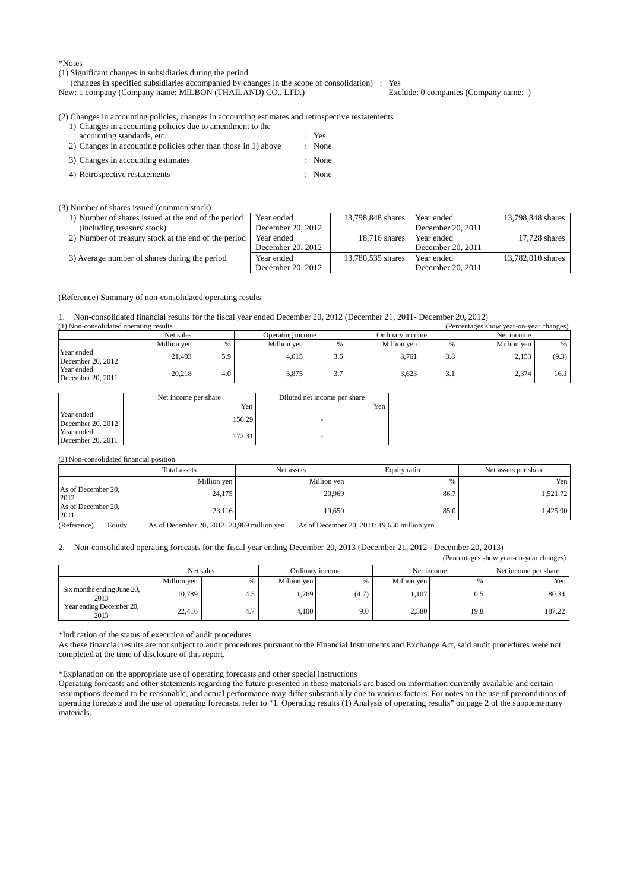*Notes

(1) Significant changes in subsidiaries during the period
(changes in specified subsidiaries accompanied by changes in the scope of consolidation) : Yes
New: 1 company (Company name: MILBON (THAILAND) CO., LTD.) Exclude: 0 companies (Company name: )

(2) Changes in accounting policies, changes in accounting estimates and retrospective restatements

1) Changes in accounting policies due to amendment to the accounting standards, etc. : Yes
2) Changes in accounting policies other than those in 1) above : None
3) Changes in accounting estimates : None
4) Retrospective restatements : None

(3) Number of shares issued (common stock)

| | | | | |
|---|---|---|---|---|
| 1) Number of shares issued at the end of the period (including treasury stock) | Year ended December 20, 2012 | 13,798,848 shares | Year ended December 20, 2011 | 13,798,848 shares |
| 2) Number of treasury stock at the end of the period | Year ended December 20, 2012 | 18,716 shares | Year ended December 20, 2011 | 17,728 shares |
| 3) Average number of shares during the period | Year ended December 20, 2012 | 13,780,535 shares | Year ended December 20, 2011 | 13,782,010 shares |

(Reference) Summary of non-consolidated operating results

1. Non-consolidated financial results for the fiscal year ended December 20, 2012 (December 21, 2011- December 20, 2012)

(1) Non-consolidated operating results (Percentages show year-on-year changes)

| | Net sales | | Operating income | | Ordinary income | | Net income | |
|---|---|---|---|---|---|---|---|---|
| | Million yen | % | Million yen | % | Million yen | % | Million yen | % |
| Year ended December 20, 2012 | 21,403 | 5.9 | 4,015 | 3.6 | 3,761 | 3.8 | 2,153 | (9.3) |
| Year ended December 20, 2011 | 20,218 | 4.0 | 3,875 | 3.7 | 3,623 | 3.1 | 2,374 | 16.1 |

| | Net income per share | Diluted net income per share |
|---|---|---|
| | Yen | Yen |
| Year ended December 20, 2012 | 156.29 | - |
| Year ended December 20, 2011 | 172.31 | - |

(2) Non-consolidated financial position

| | Total assets | Net assets | Equity ratio | Net assets per share |
|---|---|---|---|---|
| | Million yen | Million yen | % | Yen |
| As of December 20, 2012 | 24,175 | 20,969 | 86.7 | 1,521.72 |
| As of December 20, 2011 | 23,116 | 19,650 | 85.0 | 1,425.90 |

(Reference) Equity As of December 20, 2012: 20,969 million yen As of December 20, 2011: 19,650 million yen

2. Non-consolidated operating forecasts for the fiscal year ending December 20, 2013 (December 21, 2012 - December 20, 2013)

(Percentages show year-on-year changes)

| | Net sales | | Ordinary income | | Net income | | Net income per share |
|---|---|---|---|---|---|---|---|
| | Million yen | % | Million yen | % | Million yen | % | Yen |
| Six months ending June 20, 2013 | 10,789 | 4.5 | 1,769 | (4.7) | 1,107 | 0.5 | 80.34 |
| Year ending December 20, 2013 | 22,416 | 4.7 | 4,100 | 9.0 | 2,580 | 19.8 | 187.22 |

*Indication of the status of execution of audit procedures

As these financial results are not subject to audit procedures pursuant to the Financial Instruments and Exchange Act, said audit procedures were not completed at the time of disclosure of this report.

*Explanation on the appropriate use of operating forecasts and other special instructions

Operating forecasts and other statements regarding the future presented in these materials are based on information currently available and certain assumptions deemed to be reasonable, and actual performance may differ substantially due to various factors. For notes on the use of preconditions of operating forecasts and the use of operating forecasts, refer to "1. Operating results (1) Analysis of operating results" on page 2 of the supplementary materials.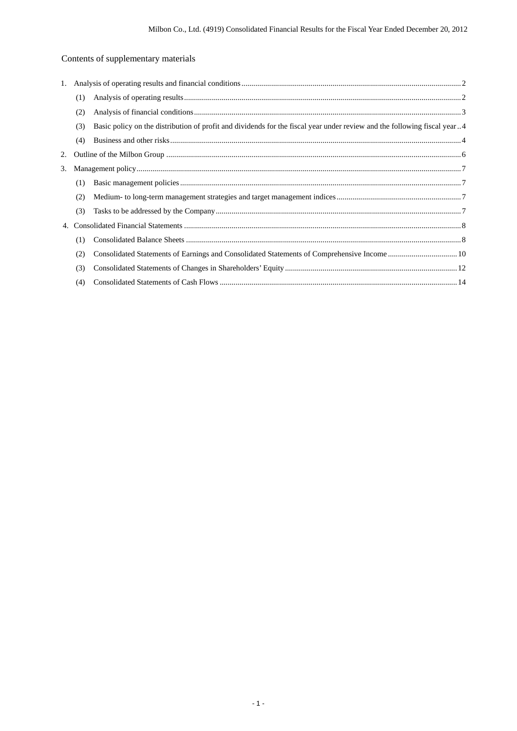## Contents of supplementary materials

1. Analysis of operating results and financial conditions .......... 2
   - (1) Analysis of operating results .......... 2
   - (2) Analysis of financial conditions .......... 3
   - (3) Basic policy on the distribution of profit and dividends for the fiscal year under review and the following fiscal year .......... 4
   - (4) Business and other risks .......... 4
2. Outline of the Milbon Group .......... 6
3. Management policy .......... 7
   - (1) Basic management policies .......... 7
   - (2) Medium- to long-term management strategies and target management indices .......... 7
   - (3) Tasks to be addressed by the Company .......... 7
4. Consolidated Financial Statements .......... 8
   - (1) Consolidated Balance Sheets .......... 8
   - (2) Consolidated Statements of Earnings and Consolidated Statements of Comprehensive Income .......... 10
   - (3) Consolidated Statements of Changes in Shareholders' Equity .......... 12
   - (4) Consolidated Statements of Cash Flows .......... 14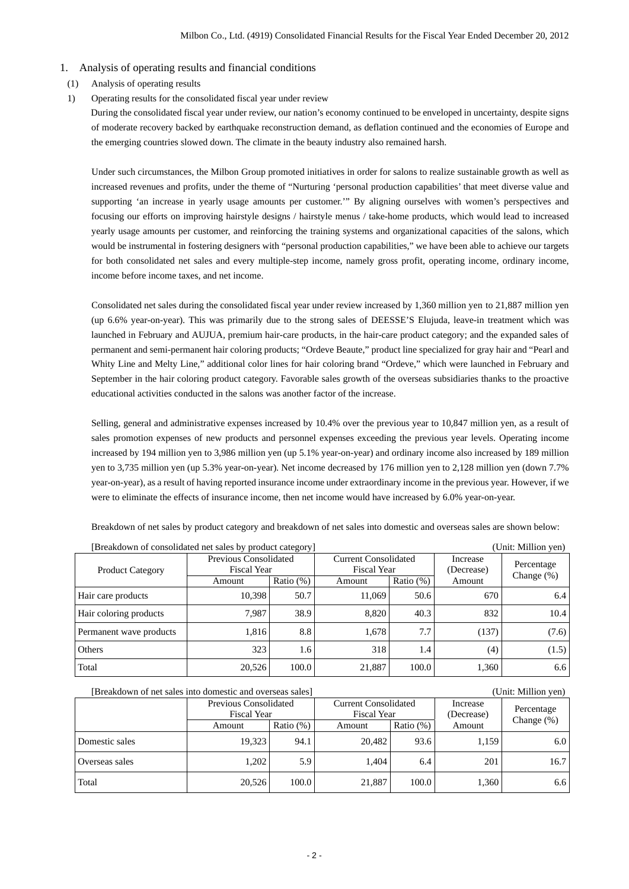## 1. Analysis of operating results and financial conditions

### (1) Analysis of operating results

#### 1) Operating results for the consolidated fiscal year under review

During the consolidated fiscal year under review, our nation's economy continued to be enveloped in uncertainty, despite signs of moderate recovery backed by earthquake reconstruction demand, as deflation continued and the economies of Europe and the emerging countries slowed down. The climate in the beauty industry also remained harsh.

Under such circumstances, the Milbon Group promoted initiatives in order for salons to realize sustainable growth as well as increased revenues and profits, under the theme of "Nurturing 'personal production capabilities' that meet diverse value and supporting 'an increase in yearly usage amounts per customer.'" By aligning ourselves with women's perspectives and focusing our efforts on improving hairstyle designs / hairstyle menus / take-home products, which would lead to increased yearly usage amounts per customer, and reinforcing the training systems and organizational capacities of the salons, which would be instrumental in fostering designers with "personal production capabilities," we have been able to achieve our targets for both consolidated net sales and every multiple-step income, namely gross profit, operating income, ordinary income, income before income taxes, and net income.

Consolidated net sales during the consolidated fiscal year under review increased by 1,360 million yen to 21,887 million yen (up 6.6% year-on-year). This was primarily due to the strong sales of DEESSE'S Elujuda, leave-in treatment which was launched in February and AUJUA, premium hair-care products, in the hair-care product category; and the expanded sales of permanent and semi-permanent hair coloring products; "Ordeve Beaute," product line specialized for gray hair and "Pearl and Whity Line and Melty Line," additional color lines for hair coloring brand "Ordeve," which were launched in February and September in the hair coloring product category. Favorable sales growth of the overseas subsidiaries thanks to the proactive educational activities conducted in the salons was another factor of the increase.

Selling, general and administrative expenses increased by 10.4% over the previous year to 10,847 million yen, as a result of sales promotion expenses of new products and personnel expenses exceeding the previous year levels. Operating income increased by 194 million yen to 3,986 million yen (up 5.1% year-on-year) and ordinary income also increased by 189 million yen to 3,735 million yen (up 5.3% year-on-year). Net income decreased by 176 million yen to 2,128 million yen (down 7.7% year-on-year), as a result of having reported insurance income under extraordinary income in the previous year. However, if we were to eliminate the effects of insurance income, then net income would have increased by 6.0% year-on-year.

Breakdown of net sales by product category and breakdown of net sales into domestic and overseas sales are shown below:

[Breakdown of consolidated net sales by product category] (Unit: Million yen)

| Product Category | Previous Consolidated Fiscal Year | | Current Consolidated Fiscal Year | | Increase (Decrease) | Percentage Change (%) |
|---|---|---|---|---|---|---|
| | Amount | Ratio (%) | Amount | Ratio (%) | Amount | |
| Hair care products | 10,398 | 50.7 | 11,069 | 50.6 | 670 | 6.4 |
| Hair coloring products | 7,987 | 38.9 | 8,820 | 40.3 | 832 | 10.4 |
| Permanent wave products | 1,816 | 8.8 | 1,678 | 7.7 | (137) | (7.6) |
| Others | 323 | 1.6 | 318 | 1.4 | (4) | (1.5) |
| Total | 20,526 | 100.0 | 21,887 | 100.0 | 1,360 | 6.6 |

[Breakdown of net sales into domestic and overseas sales] (Unit: Million yen)

| | Previous Consolidated Fiscal Year | | Current Consolidated Fiscal Year | | Increase (Decrease) | Percentage Change (%) |
|---|---|---|---|---|---|---|
| | Amount | Ratio (%) | Amount | Ratio (%) | Amount | |
| Domestic sales | 19,323 | 94.1 | 20,482 | 93.6 | 1,159 | 6.0 |
| Overseas sales | 1,202 | 5.9 | 1,404 | 6.4 | 201 | 16.7 |
| Total | 20,526 | 100.0 | 21,887 | 100.0 | 1,360 | 6.6 |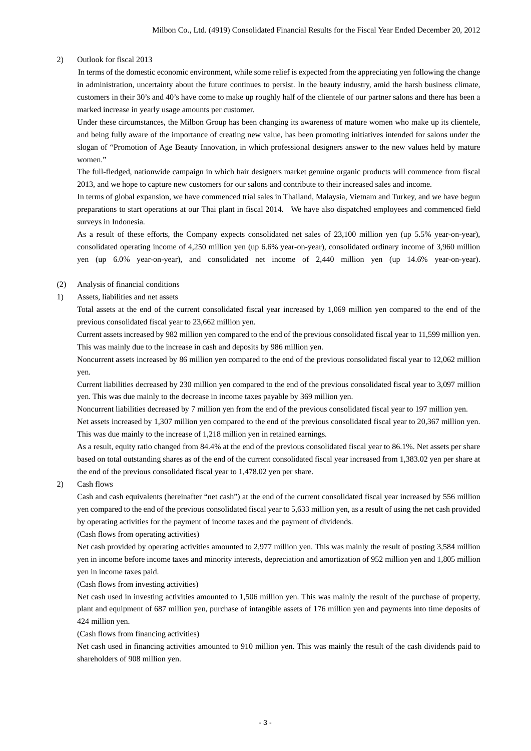2) Outlook for fiscal 2013

In terms of the domestic economic environment, while some relief is expected from the appreciating yen following the change in administration, uncertainty about the future continues to persist. In the beauty industry, amid the harsh business climate, customers in their 30's and 40's have come to make up roughly half of the clientele of our partner salons and there has been a marked increase in yearly usage amounts per customer.

Under these circumstances, the Milbon Group has been changing its awareness of mature women who make up its clientele, and being fully aware of the importance of creating new value, has been promoting initiatives intended for salons under the slogan of "Promotion of Age Beauty Innovation, in which professional designers answer to the new values held by mature women."

The full-fledged, nationwide campaign in which hair designers market genuine organic products will commence from fiscal 2013, and we hope to capture new customers for our salons and contribute to their increased sales and income.

In terms of global expansion, we have commenced trial sales in Thailand, Malaysia, Vietnam and Turkey, and we have begun preparations to start operations at our Thai plant in fiscal 2014. We have also dispatched employees and commenced field surveys in Indonesia.

As a result of these efforts, the Company expects consolidated net sales of 23,100 million yen (up 5.5% year-on-year), consolidated operating income of 4,250 million yen (up 6.6% year-on-year), consolidated ordinary income of 3,960 million yen (up 6.0% year-on-year), and consolidated net income of 2,440 million yen (up 14.6% year-on-year).

(2) Analysis of financial conditions

1) Assets, liabilities and net assets

Total assets at the end of the current consolidated fiscal year increased by 1,069 million yen compared to the end of the previous consolidated fiscal year to 23,662 million yen.

Current assets increased by 982 million yen compared to the end of the previous consolidated fiscal year to 11,599 million yen. This was mainly due to the increase in cash and deposits by 986 million yen.

Noncurrent assets increased by 86 million yen compared to the end of the previous consolidated fiscal year to 12,062 million yen.

Current liabilities decreased by 230 million yen compared to the end of the previous consolidated fiscal year to 3,097 million yen. This was due mainly to the decrease in income taxes payable by 369 million yen.

Noncurrent liabilities decreased by 7 million yen from the end of the previous consolidated fiscal year to 197 million yen.

Net assets increased by 1,307 million yen compared to the end of the previous consolidated fiscal year to 20,367 million yen. This was due mainly to the increase of 1,218 million yen in retained earnings.

As a result, equity ratio changed from 84.4% at the end of the previous consolidated fiscal year to 86.1%. Net assets per share based on total outstanding shares as of the end of the current consolidated fiscal year increased from 1,383.02 yen per share at the end of the previous consolidated fiscal year to 1,478.02 yen per share.

2) Cash flows

Cash and cash equivalents (hereinafter "net cash") at the end of the current consolidated fiscal year increased by 556 million yen compared to the end of the previous consolidated fiscal year to 5,633 million yen, as a result of using the net cash provided by operating activities for the payment of income taxes and the payment of dividends.

(Cash flows from operating activities)

Net cash provided by operating activities amounted to 2,977 million yen. This was mainly the result of posting 3,584 million yen in income before income taxes and minority interests, depreciation and amortization of 952 million yen and 1,805 million yen in income taxes paid.

(Cash flows from investing activities)

Net cash used in investing activities amounted to 1,506 million yen. This was mainly the result of the purchase of property, plant and equipment of 687 million yen, purchase of intangible assets of 176 million yen and payments into time deposits of 424 million yen.

(Cash flows from financing activities)

Net cash used in financing activities amounted to 910 million yen. This was mainly the result of the cash dividends paid to shareholders of 908 million yen.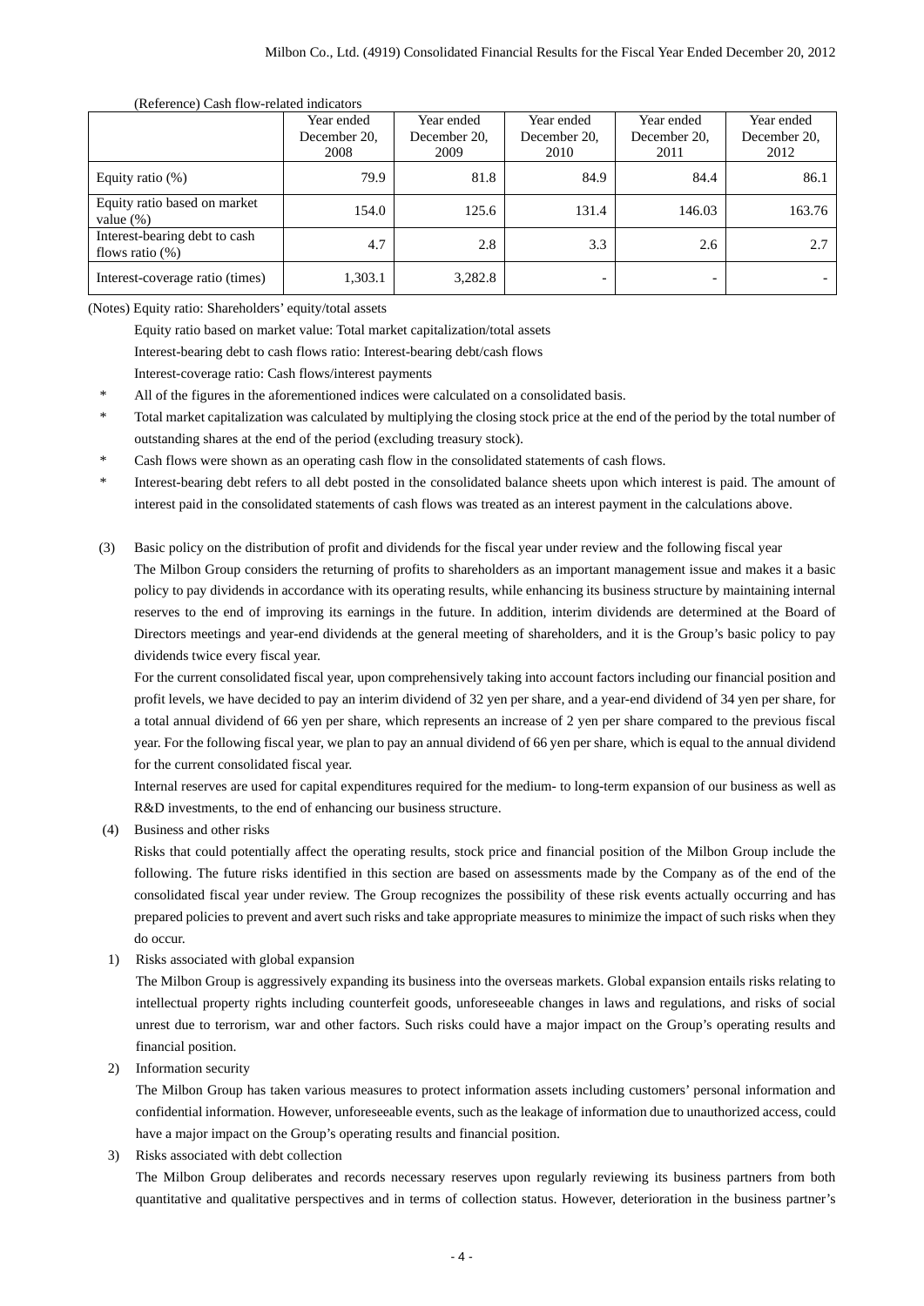(Reference) Cash flow-related indicators

| | Year ended December 20, 2008 | Year ended December 20, 2009 | Year ended December 20, 2010 | Year ended December 20, 2011 | Year ended December 20, 2012 |
|---|---|---|---|---|---|
| Equity ratio (%) | 79.9 | 81.8 | 84.9 | 84.4 | 86.1 |
| Equity ratio based on market value (%) | 154.0 | 125.6 | 131.4 | 146.03 | 163.76 |
| Interest-bearing debt to cash flows ratio (%) | 4.7 | 2.8 | 3.3 | 2.6 | 2.7 |
| Interest-coverage ratio (times) | 1,303.1 | 3,282.8 | - | - | - |

(Notes) Equity ratio: Shareholders' equity/total assets

Equity ratio based on market value: Total market capitalization/total assets

Interest-bearing debt to cash flows ratio: Interest-bearing debt/cash flows

Interest-coverage ratio: Cash flows/interest payments

\* All of the figures in the aforementioned indices were calculated on a consolidated basis.

\* Total market capitalization was calculated by multiplying the closing stock price at the end of the period by the total number of outstanding shares at the end of the period (excluding treasury stock).

\* Cash flows were shown as an operating cash flow in the consolidated statements of cash flows.

\* Interest-bearing debt refers to all debt posted in the consolidated balance sheets upon which interest is paid. The amount of interest paid in the consolidated statements of cash flows was treated as an interest payment in the calculations above.

(3) Basic policy on the distribution of profit and dividends for the fiscal year under review and the following fiscal year

The Milbon Group considers the returning of profits to shareholders as an important management issue and makes it a basic policy to pay dividends in accordance with its operating results, while enhancing its business structure by maintaining internal reserves to the end of improving its earnings in the future. In addition, interim dividends are determined at the Board of Directors meetings and year-end dividends at the general meeting of shareholders, and it is the Group's basic policy to pay dividends twice every fiscal year.

For the current consolidated fiscal year, upon comprehensively taking into account factors including our financial position and profit levels, we have decided to pay an interim dividend of 32 yen per share, and a year-end dividend of 34 yen per share, for a total annual dividend of 66 yen per share, which represents an increase of 2 yen per share compared to the previous fiscal year. For the following fiscal year, we plan to pay an annual dividend of 66 yen per share, which is equal to the annual dividend for the current consolidated fiscal year.

Internal reserves are used for capital expenditures required for the medium- to long-term expansion of our business as well as R&D investments, to the end of enhancing our business structure.

(4) Business and other risks

Risks that could potentially affect the operating results, stock price and financial position of the Milbon Group include the following. The future risks identified in this section are based on assessments made by the Company as of the end of the consolidated fiscal year under review. The Group recognizes the possibility of these risk events actually occurring and has prepared policies to prevent and avert such risks and take appropriate measures to minimize the impact of such risks when they do occur.

1) Risks associated with global expansion

The Milbon Group is aggressively expanding its business into the overseas markets. Global expansion entails risks relating to intellectual property rights including counterfeit goods, unforeseeable changes in laws and regulations, and risks of social unrest due to terrorism, war and other factors. Such risks could have a major impact on the Group's operating results and financial position.

2) Information security

The Milbon Group has taken various measures to protect information assets including customers' personal information and confidential information. However, unforeseeable events, such as the leakage of information due to unauthorized access, could have a major impact on the Group's operating results and financial position.

3) Risks associated with debt collection

The Milbon Group deliberates and records necessary reserves upon regularly reviewing its business partners from both quantitative and qualitative perspectives and in terms of collection status. However, deterioration in the business partner's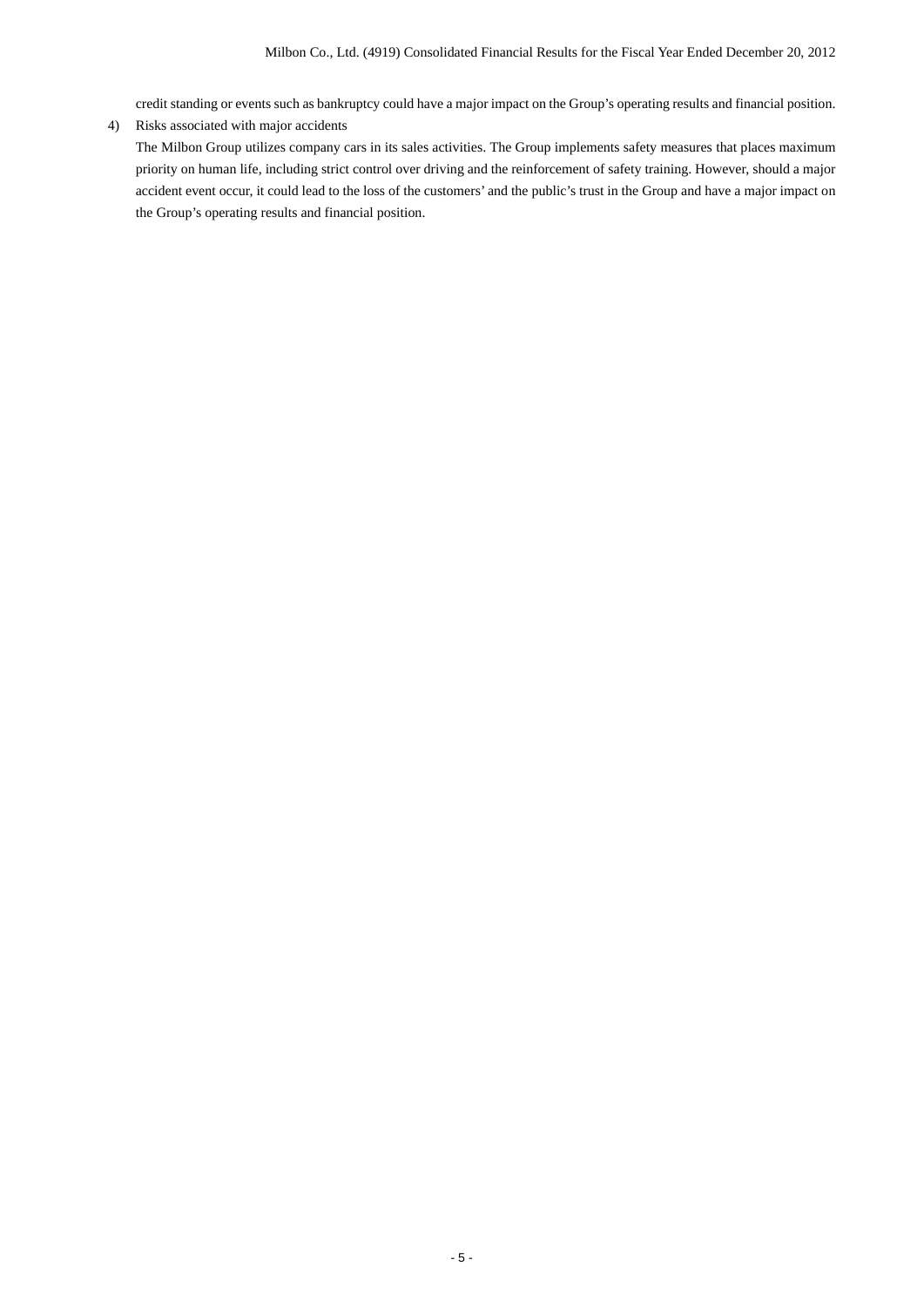credit standing or events such as bankruptcy could have a major impact on the Group's operating results and financial position.

4) Risks associated with major accidents

The Milbon Group utilizes company cars in its sales activities. The Group implements safety measures that places maximum priority on human life, including strict control over driving and the reinforcement of safety training. However, should a major accident event occur, it could lead to the loss of the customers' and the public's trust in the Group and have a major impact on the Group's operating results and financial position.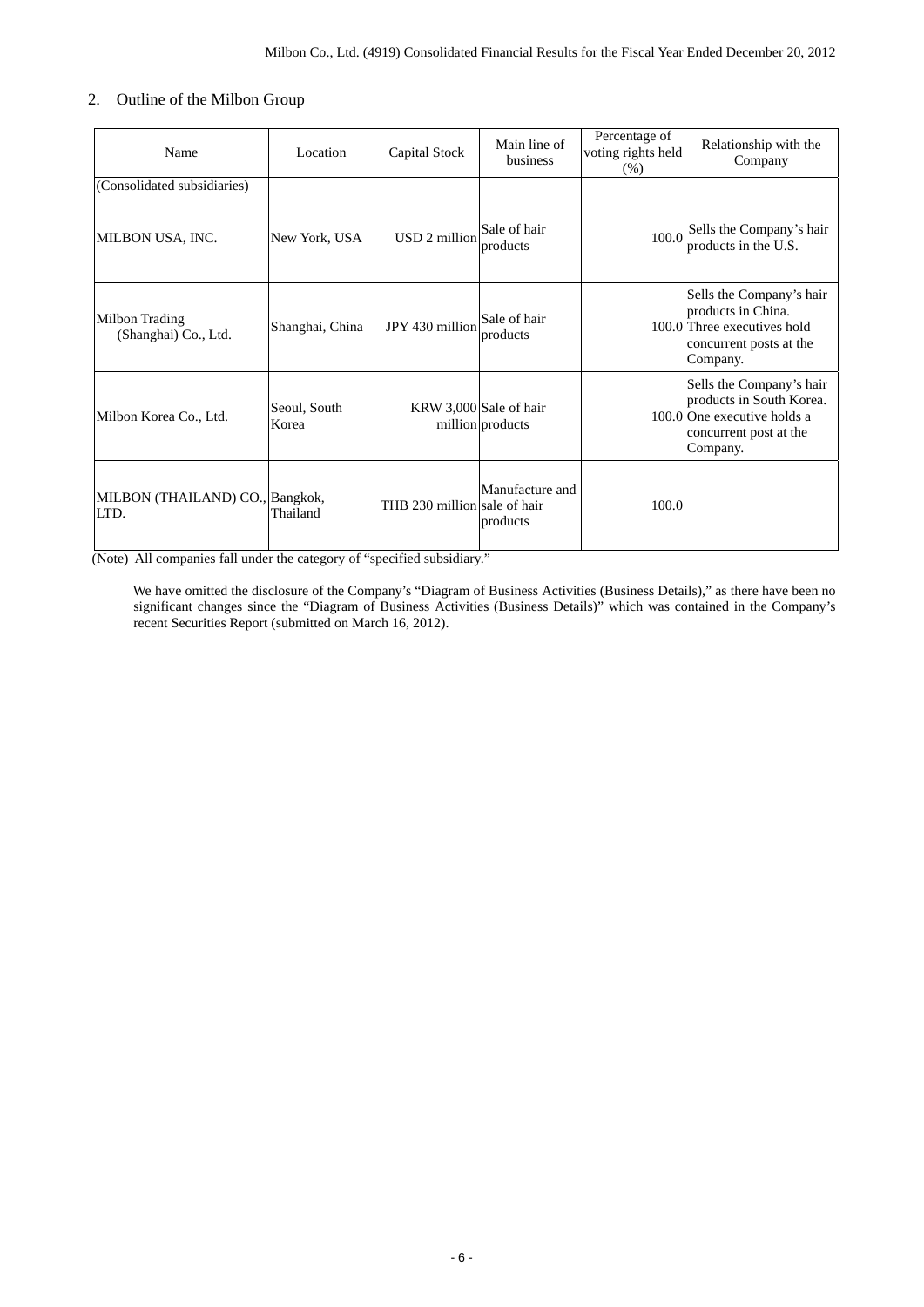## 2. Outline of the Milbon Group

| Name | Location | Capital Stock | Main line of business | Percentage of voting rights held (%) | Relationship with the Company |
|---|---|---|---|---|---|
| (Consolidated subsidiaries) | | | | | |
| MILBON USA, INC. | New York, USA | USD 2 million | Sale of hair products | 100.0 | Sells the Company's hair products in the U.S. |
| Milbon Trading (Shanghai) Co., Ltd. | Shanghai, China | JPY 430 million | Sale of hair products | 100.0 | Sells the Company's hair products in China. Three executives hold concurrent posts at the Company. |
| Milbon Korea Co., Ltd. | Seoul, South Korea | KRW 3,000 million | Sale of hair products | 100.0 | Sells the Company's hair products in South Korea. One executive holds a concurrent post at the Company. |
| MILBON (THAILAND) CO., LTD. | Bangkok, Thailand | THB 230 million | Manufacture and sale of hair products | 100.0 | |

(Note) All companies fall under the category of "specified subsidiary."

We have omitted the disclosure of the Company's "Diagram of Business Activities (Business Details)," as there have been no significant changes since the "Diagram of Business Activities (Business Details)" which was contained in the Company's recent Securities Report (submitted on March 16, 2012).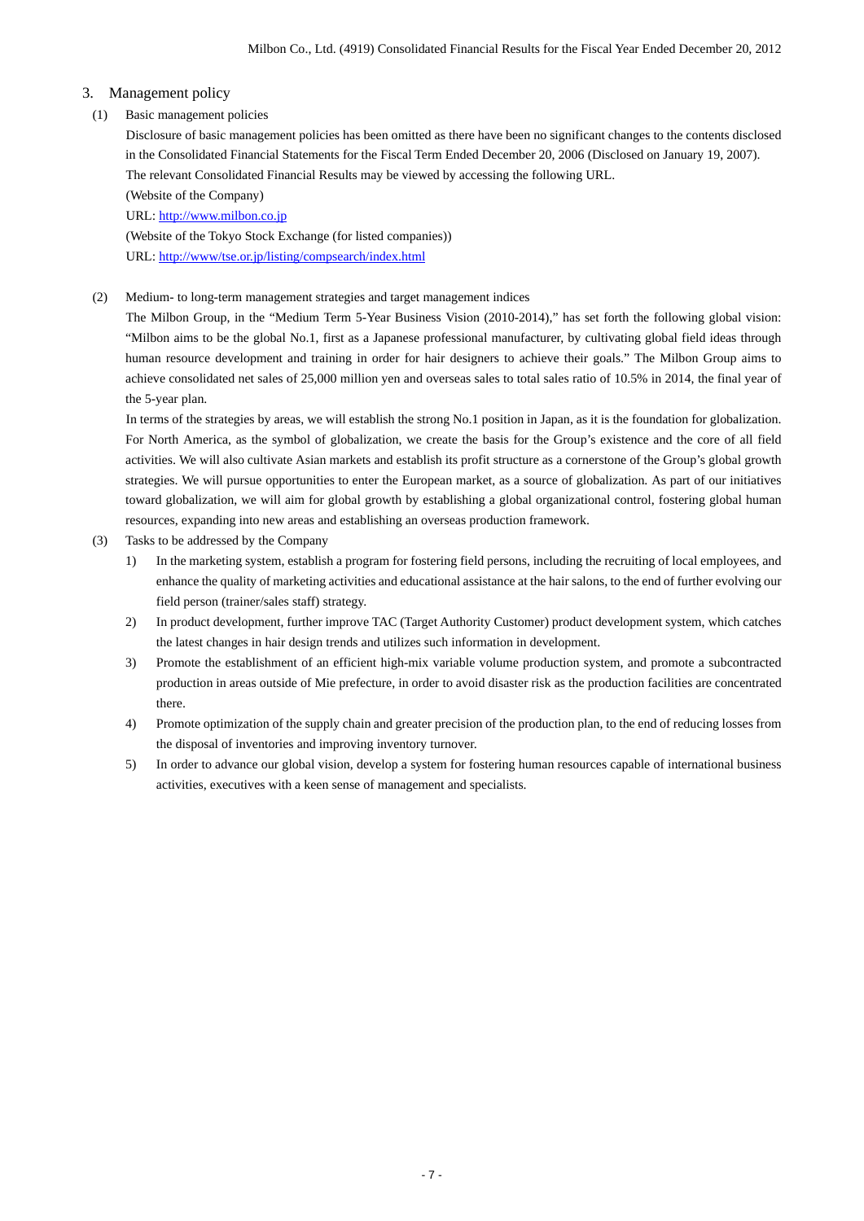## 3. Management policy

(1) Basic management policies

Disclosure of basic management policies has been omitted as there have been no significant changes to the contents disclosed in the Consolidated Financial Statements for the Fiscal Term Ended December 20, 2006 (Disclosed on January 19, 2007).

The relevant Consolidated Financial Results may be viewed by accessing the following URL.

(Website of the Company)

URL: http://www.milbon.co.jp

(Website of the Tokyo Stock Exchange (for listed companies))

URL: http://www/tse.or.jp/listing/compsearch/index.html

(2) Medium- to long-term management strategies and target management indices

The Milbon Group, in the "Medium Term 5-Year Business Vision (2010-2014)," has set forth the following global vision: "Milbon aims to be the global No.1, first as a Japanese professional manufacturer, by cultivating global field ideas through human resource development and training in order for hair designers to achieve their goals." The Milbon Group aims to achieve consolidated net sales of 25,000 million yen and overseas sales to total sales ratio of 10.5% in 2014, the final year of the 5-year plan.

In terms of the strategies by areas, we will establish the strong No.1 position in Japan, as it is the foundation for globalization. For North America, as the symbol of globalization, we create the basis for the Group's existence and the core of all field activities. We will also cultivate Asian markets and establish its profit structure as a cornerstone of the Group's global growth strategies. We will pursue opportunities to enter the European market, as a source of globalization. As part of our initiatives toward globalization, we will aim for global growth by establishing a global organizational control, fostering global human resources, expanding into new areas and establishing an overseas production framework.

(3) Tasks to be addressed by the Company

1) In the marketing system, establish a program for fostering field persons, including the recruiting of local employees, and enhance the quality of marketing activities and educational assistance at the hair salons, to the end of further evolving our field person (trainer/sales staff) strategy.

2) In product development, further improve TAC (Target Authority Customer) product development system, which catches the latest changes in hair design trends and utilizes such information in development.

3) Promote the establishment of an efficient high-mix variable volume production system, and promote a subcontracted production in areas outside of Mie prefecture, in order to avoid disaster risk as the production facilities are concentrated there.

4) Promote optimization of the supply chain and greater precision of the production plan, to the end of reducing losses from the disposal of inventories and improving inventory turnover.

5) In order to advance our global vision, develop a system for fostering human resources capable of international business activities, executives with a keen sense of management and specialists.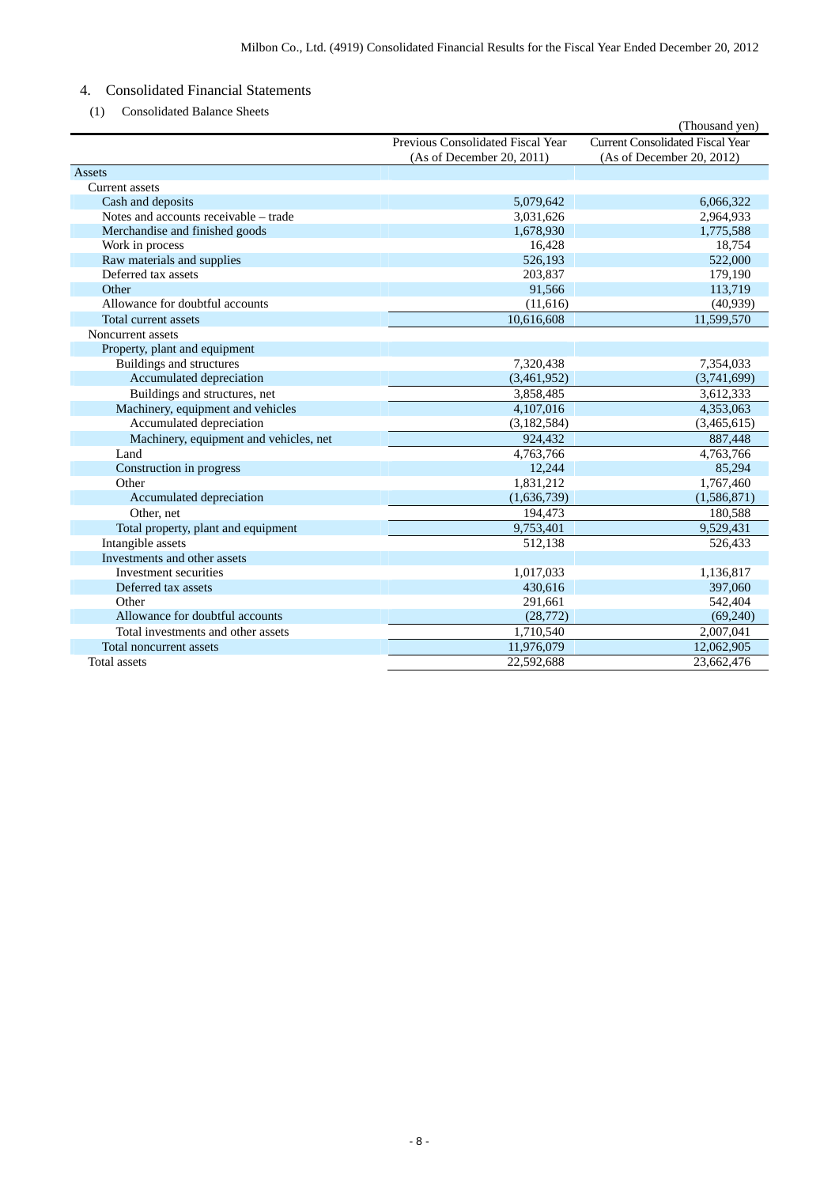## 4. Consolidated Financial Statements

### (1) Consolidated Balance Sheets

(Thousand yen)

| | Previous Consolidated Fiscal Year (As of December 20, 2011) | Current Consolidated Fiscal Year (As of December 20, 2012) |
|---|---|---|
| Assets | | |
| Current assets | | |
| Cash and deposits | 5,079,642 | 6,066,322 |
| Notes and accounts receivable – trade | 3,031,626 | 2,964,933 |
| Merchandise and finished goods | 1,678,930 | 1,775,588 |
| Work in process | 16,428 | 18,754 |
| Raw materials and supplies | 526,193 | 522,000 |
| Deferred tax assets | 203,837 | 179,190 |
| Other | 91,566 | 113,719 |
| Allowance for doubtful accounts | (11,616) | (40,939) |
| Total current assets | 10,616,608 | 11,599,570 |
| Noncurrent assets | | |
| Property, plant and equipment | | |
| Buildings and structures | 7,320,438 | 7,354,033 |
| Accumulated depreciation | (3,461,952) | (3,741,699) |
| Buildings and structures, net | 3,858,485 | 3,612,333 |
| Machinery, equipment and vehicles | 4,107,016 | 4,353,063 |
| Accumulated depreciation | (3,182,584) | (3,465,615) |
| Machinery, equipment and vehicles, net | 924,432 | 887,448 |
| Land | 4,763,766 | 4,763,766 |
| Construction in progress | 12,244 | 85,294 |
| Other | 1,831,212 | 1,767,460 |
| Accumulated depreciation | (1,636,739) | (1,586,871) |
| Other, net | 194,473 | 180,588 |
| Total property, plant and equipment | 9,753,401 | 9,529,431 |
| Intangible assets | 512,138 | 526,433 |
| Investments and other assets | | |
| Investment securities | 1,017,033 | 1,136,817 |
| Deferred tax assets | 430,616 | 397,060 |
| Other | 291,661 | 542,404 |
| Allowance for doubtful accounts | (28,772) | (69,240) |
| Total investments and other assets | 1,710,540 | 2,007,041 |
| Total noncurrent assets | 11,976,079 | 12,062,905 |
| Total assets | 22,592,688 | 23,662,476 |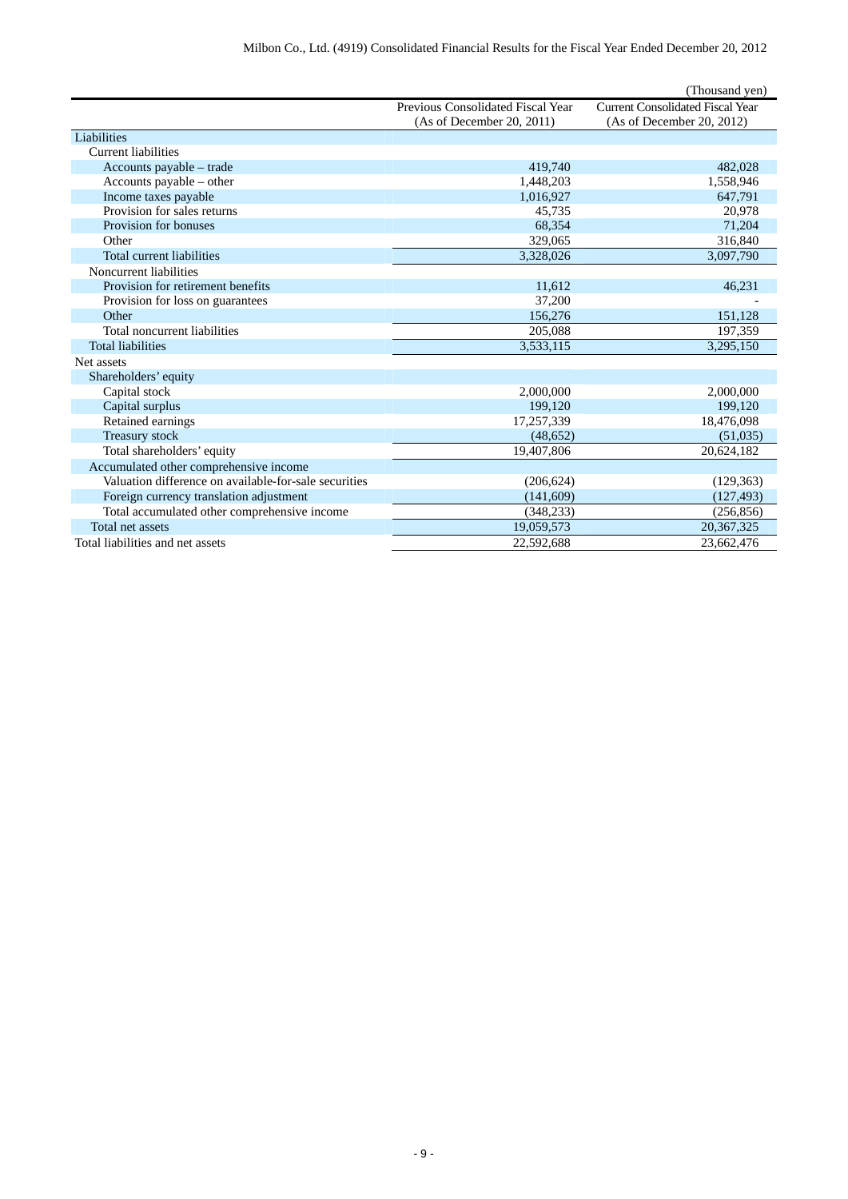(Thousand yen)

| | Previous Consolidated Fiscal Year (As of December 20, 2011) | Current Consolidated Fiscal Year (As of December 20, 2012) |
|---|---|---|
| Liabilities | | |
| Current liabilities | | |
| Accounts payable – trade | 419,740 | 482,028 |
| Accounts payable – other | 1,448,203 | 1,558,946 |
| Income taxes payable | 1,016,927 | 647,791 |
| Provision for sales returns | 45,735 | 20,978 |
| Provision for bonuses | 68,354 | 71,204 |
| Other | 329,065 | 316,840 |
| Total current liabilities | 3,328,026 | 3,097,790 |
| Noncurrent liabilities | | |
| Provision for retirement benefits | 11,612 | 46,231 |
| Provision for loss on guarantees | 37,200 | - |
| Other | 156,276 | 151,128 |
| Total noncurrent liabilities | 205,088 | 197,359 |
| Total liabilities | 3,533,115 | 3,295,150 |
| Net assets | | |
| Shareholders' equity | | |
| Capital stock | 2,000,000 | 2,000,000 |
| Capital surplus | 199,120 | 199,120 |
| Retained earnings | 17,257,339 | 18,476,098 |
| Treasury stock | (48,652) | (51,035) |
| Total shareholders' equity | 19,407,806 | 20,624,182 |
| Accumulated other comprehensive income | | |
| Valuation difference on available-for-sale securities | (206,624) | (129,363) |
| Foreign currency translation adjustment | (141,609) | (127,493) |
| Total accumulated other comprehensive income | (348,233) | (256,856) |
| Total net assets | 19,059,573 | 20,367,325 |
| Total liabilities and net assets | 22,592,688 | 23,662,476 |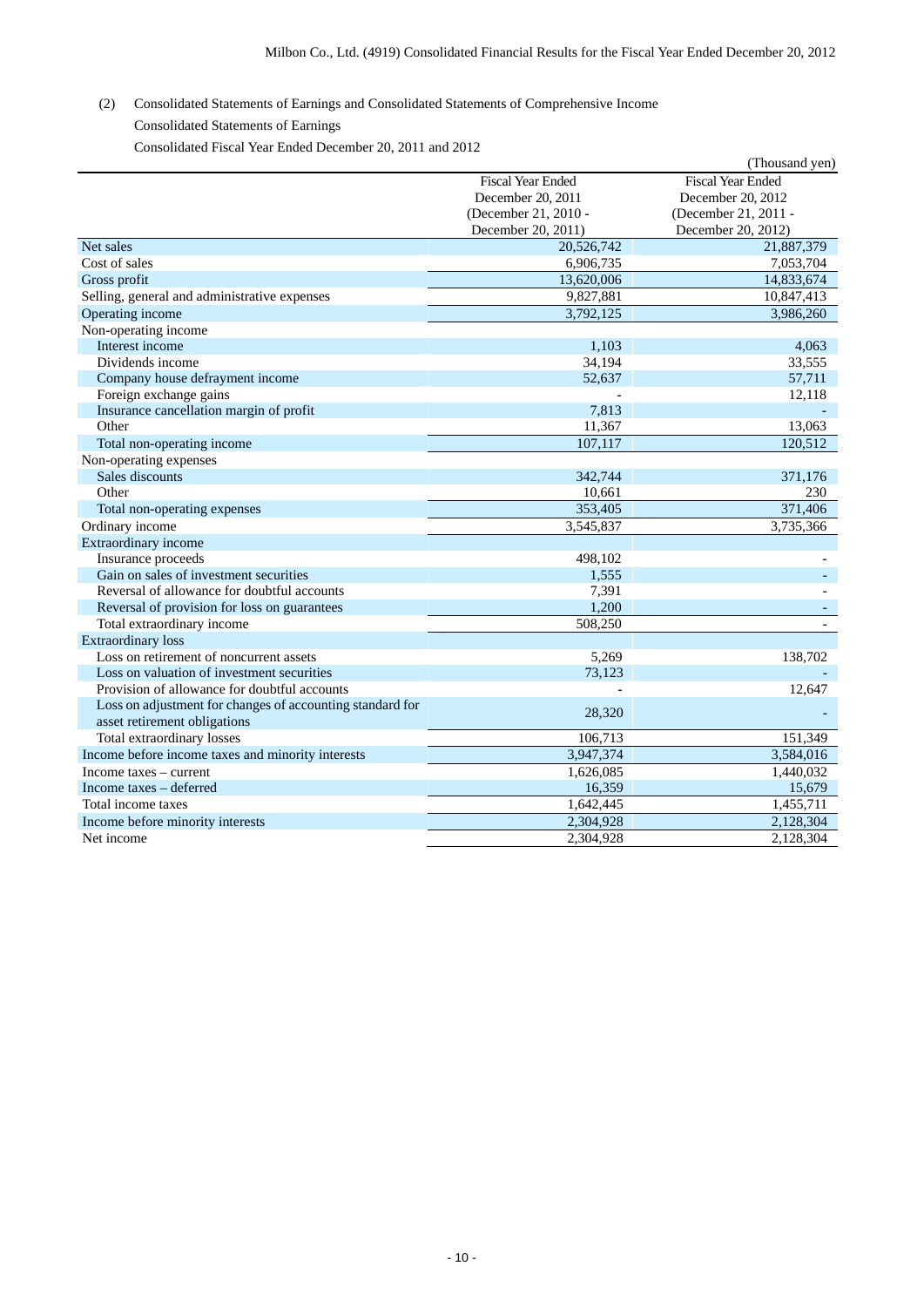(2) Consolidated Statements of Earnings and Consolidated Statements of Comprehensive Income

Consolidated Statements of Earnings

Consolidated Fiscal Year Ended December 20, 2011 and 2012

(Thousand yen)

| | Fiscal Year Ended December 20, 2011 (December 21, 2010 - December 20, 2011) | Fiscal Year Ended December 20, 2012 (December 21, 2011 - December 20, 2012) |
|---|---|---|
| Net sales | 20,526,742 | 21,887,379 |
| Cost of sales | 6,906,735 | 7,053,704 |
| Gross profit | 13,620,006 | 14,833,674 |
| Selling, general and administrative expenses | 9,827,881 | 10,847,413 |
| Operating income | 3,792,125 | 3,986,260 |
| Non-operating income | | |
| Interest income | 1,103 | 4,063 |
| Dividends income | 34,194 | 33,555 |
| Company house defrayment income | 52,637 | 57,711 |
| Foreign exchange gains | - | 12,118 |
| Insurance cancellation margin of profit | 7,813 | - |
| Other | 11,367 | 13,063 |
| Total non-operating income | 107,117 | 120,512 |
| Non-operating expenses | | |
| Sales discounts | 342,744 | 371,176 |
| Other | 10,661 | 230 |
| Total non-operating expenses | 353,405 | 371,406 |
| Ordinary income | 3,545,837 | 3,735,366 |
| Extraordinary income | | |
| Insurance proceeds | 498,102 | - |
| Gain on sales of investment securities | 1,555 | - |
| Reversal of allowance for doubtful accounts | 7,391 | - |
| Reversal of provision for loss on guarantees | 1,200 | - |
| Total extraordinary income | 508,250 | - |
| Extraordinary loss | | |
| Loss on retirement of noncurrent assets | 5,269 | 138,702 |
| Loss on valuation of investment securities | 73,123 | - |
| Provision of allowance for doubtful accounts | - | 12,647 |
| Loss on adjustment for changes of accounting standard for asset retirement obligations | 28,320 | - |
| Total extraordinary losses | 106,713 | 151,349 |
| Income before income taxes and minority interests | 3,947,374 | 3,584,016 |
| Income taxes – current | 1,626,085 | 1,440,032 |
| Income taxes – deferred | 16,359 | 15,679 |
| Total income taxes | 1,642,445 | 1,455,711 |
| Income before minority interests | 2,304,928 | 2,128,304 |
| Net income | 2,304,928 | 2,128,304 |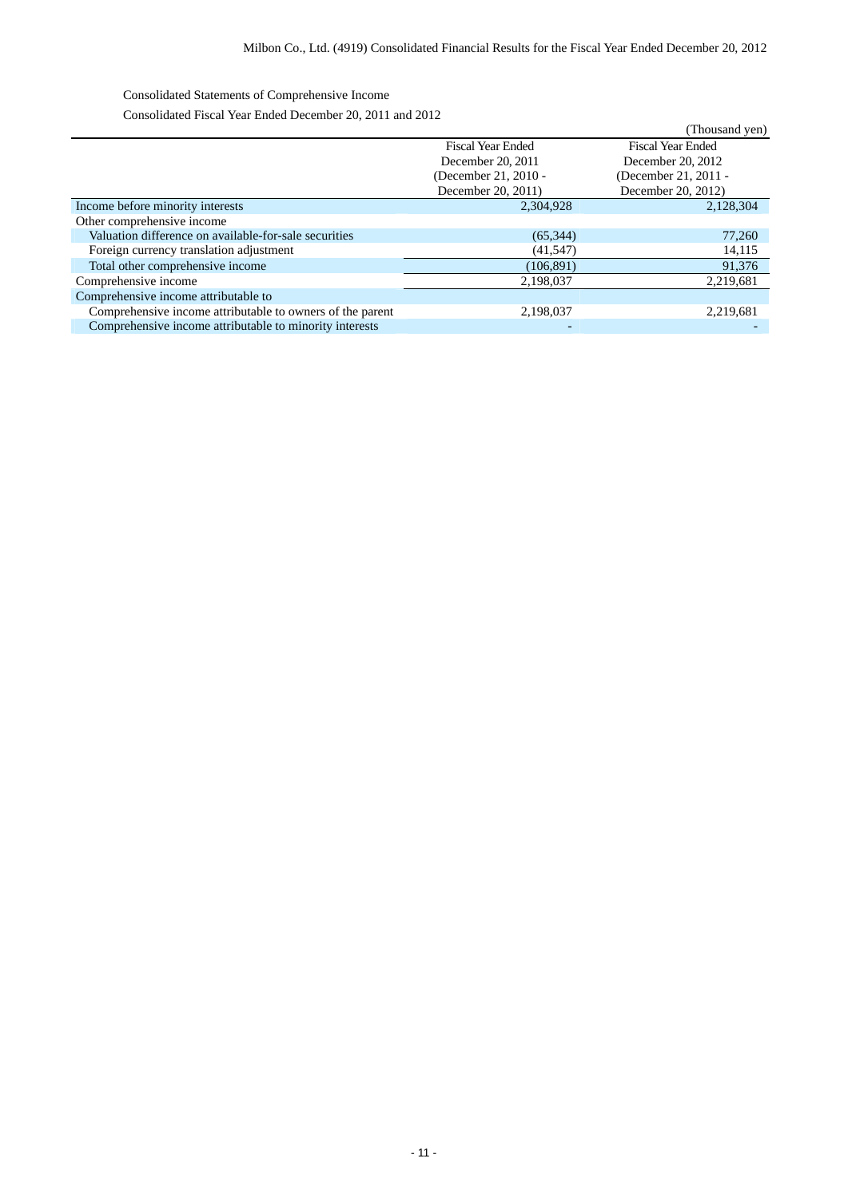Consolidated Statements of Comprehensive Income

Consolidated Fiscal Year Ended December 20, 2011 and 2012

(Thousand yen)

| | Fiscal Year Ended December 20, 2011 (December 21, 2010 - December 20, 2011) | Fiscal Year Ended December 20, 2012 (December 21, 2011 - December 20, 2012) |
|---|---|---|
| Income before minority interests | 2,304,928 | 2,128,304 |
| Other comprehensive income | | |
| Valuation difference on available-for-sale securities | (65,344) | 77,260 |
| Foreign currency translation adjustment | (41,547) | 14,115 |
| Total other comprehensive income | (106,891) | 91,376 |
| Comprehensive income | 2,198,037 | 2,219,681 |
| Comprehensive income attributable to | | |
| Comprehensive income attributable to owners of the parent | 2,198,037 | 2,219,681 |
| Comprehensive income attributable to minority interests | - | - |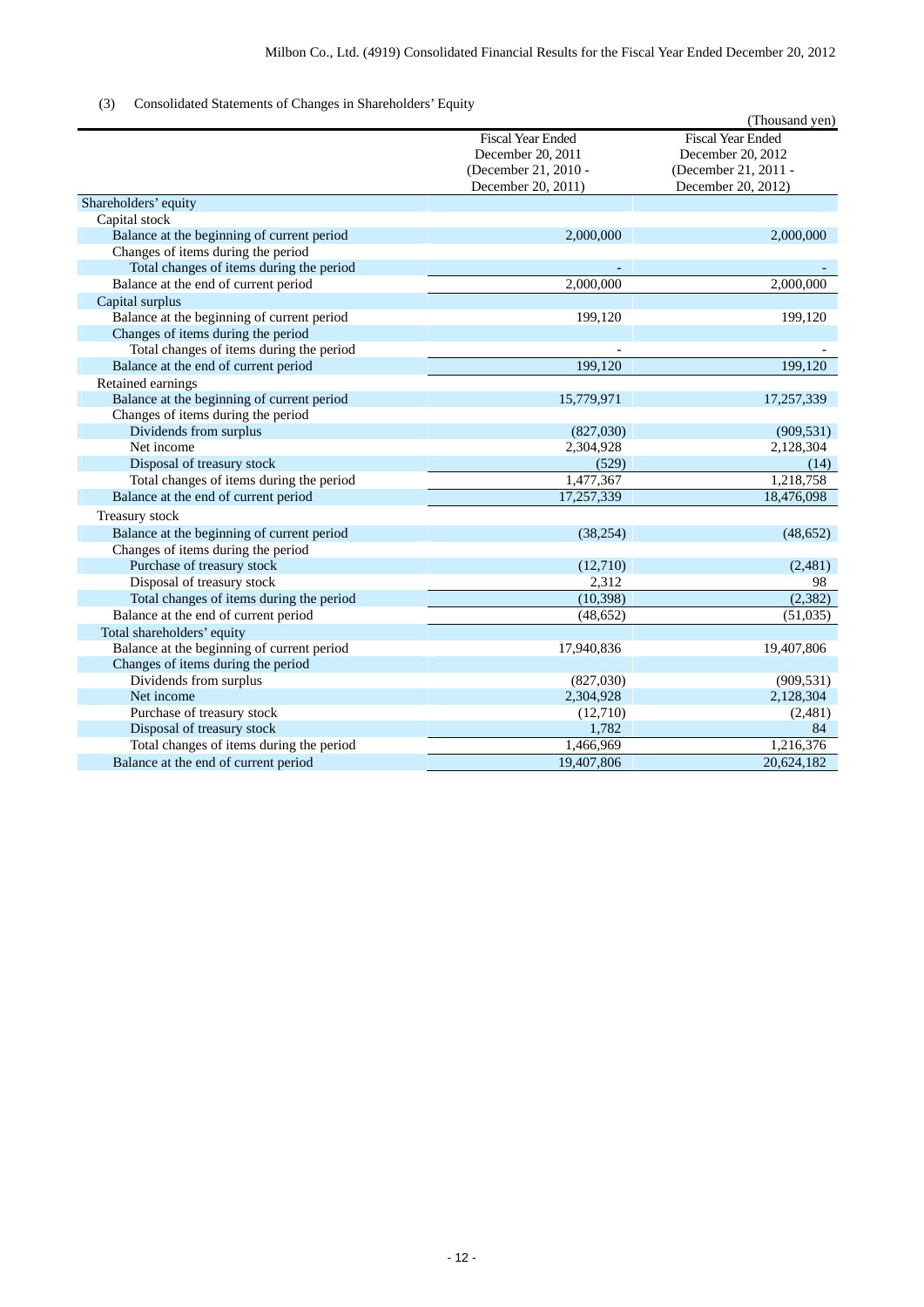(3) Consolidated Statements of Changes in Shareholders' Equity

(Thousand yen)

| | Fiscal Year Ended December 20, 2011 (December 21, 2010 - December 20, 2011) | Fiscal Year Ended December 20, 2012 (December 21, 2011 - December 20, 2012) |
|---|---|---|
| Shareholders' equity | | |
| Capital stock | | |
| Balance at the beginning of current period | 2,000,000 | 2,000,000 |
| Changes of items during the period | | |
| Total changes of items during the period | - | - |
| Balance at the end of current period | 2,000,000 | 2,000,000 |
| Capital surplus | | |
| Balance at the beginning of current period | 199,120 | 199,120 |
| Changes of items during the period | | |
| Total changes of items during the period | - | - |
| Balance at the end of current period | 199,120 | 199,120 |
| Retained earnings | | |
| Balance at the beginning of current period | 15,779,971 | 17,257,339 |
| Changes of items during the period | | |
| Dividends from surplus | (827,030) | (909,531) |
| Net income | 2,304,928 | 2,128,304 |
| Disposal of treasury stock | (529) | (14) |
| Total changes of items during the period | 1,477,367 | 1,218,758 |
| Balance at the end of current period | 17,257,339 | 18,476,098 |
| Treasury stock | | |
| Balance at the beginning of current period | (38,254) | (48,652) |
| Changes of items during the period | | |
| Purchase of treasury stock | (12,710) | (2,481) |
| Disposal of treasury stock | 2,312 | 98 |
| Total changes of items during the period | (10,398) | (2,382) |
| Balance at the end of current period | (48,652) | (51,035) |
| Total shareholders' equity | | |
| Balance at the beginning of current period | 17,940,836 | 19,407,806 |
| Changes of items during the period | | |
| Dividends from surplus | (827,030) | (909,531) |
| Net income | 2,304,928 | 2,128,304 |
| Purchase of treasury stock | (12,710) | (2,481) |
| Disposal of treasury stock | 1,782 | 84 |
| Total changes of items during the period | 1,466,969 | 1,216,376 |
| Balance at the end of current period | 19,407,806 | 20,624,182 |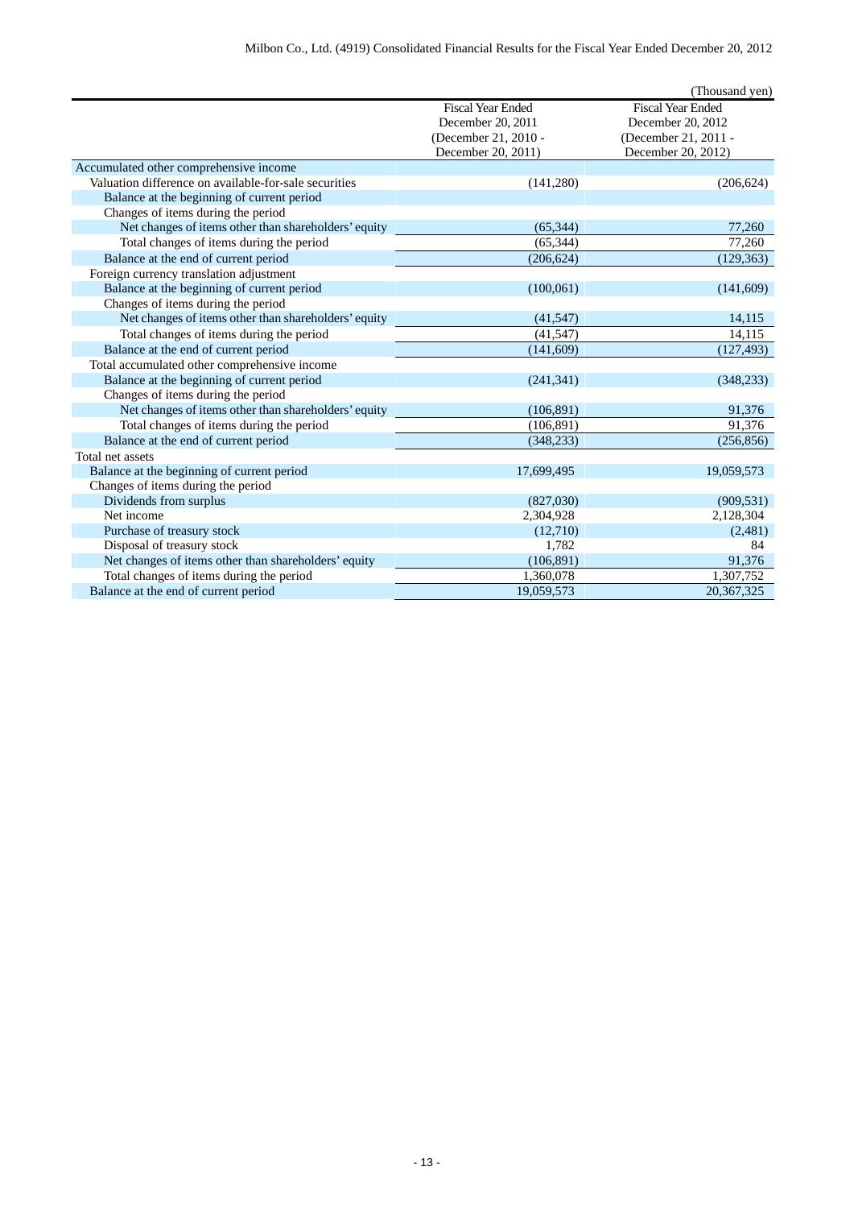(Thousand yen)

| | Fiscal Year Ended December 20, 2011 (December 21, 2010 - December 20, 2011) | Fiscal Year Ended December 20, 2012 (December 21, 2011 - December 20, 2012) |
|---|---|---|
| Accumulated other comprehensive income | | |
| Valuation difference on available-for-sale securities | (141,280) | (206,624) |
| Balance at the beginning of current period | | |
| Changes of items during the period | | |
| Net changes of items other than shareholders' equity | (65,344) | 77,260 |
| Total changes of items during the period | (65,344) | 77,260 |
| Balance at the end of current period | (206,624) | (129,363) |
| Foreign currency translation adjustment | | |
| Balance at the beginning of current period | (100,061) | (141,609) |
| Changes of items during the period | | |
| Net changes of items other than shareholders' equity | (41,547) | 14,115 |
| Total changes of items during the period | (41,547) | 14,115 |
| Balance at the end of current period | (141,609) | (127,493) |
| Total accumulated other comprehensive income | | |
| Balance at the beginning of current period | (241,341) | (348,233) |
| Changes of items during the period | | |
| Net changes of items other than shareholders' equity | (106,891) | 91,376 |
| Total changes of items during the period | (106,891) | 91,376 |
| Balance at the end of current period | (348,233) | (256,856) |
| Total net assets | | |
| Balance at the beginning of current period | 17,699,495 | 19,059,573 |
| Changes of items during the period | | |
| Dividends from surplus | (827,030) | (909,531) |
| Net income | 2,304,928 | 2,128,304 |
| Purchase of treasury stock | (12,710) | (2,481) |
| Disposal of treasury stock | 1,782 | 84 |
| Net changes of items other than shareholders' equity | (106,891) | 91,376 |
| Total changes of items during the period | 1,360,078 | 1,307,752 |
| Balance at the end of current period | 19,059,573 | 20,367,325 |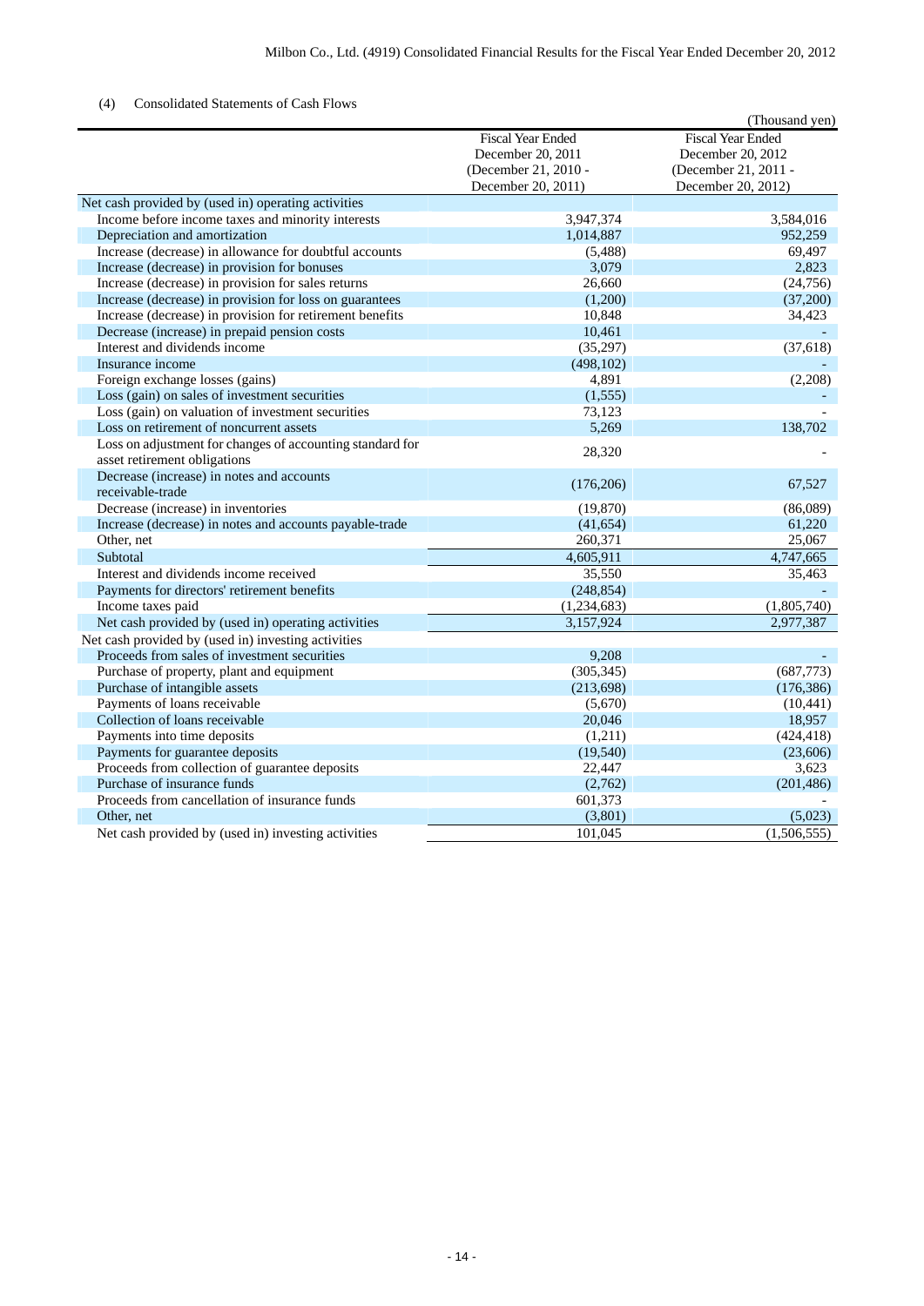(4) Consolidated Statements of Cash Flows

(Thousand yen)

| | Fiscal Year Ended December 20, 2011 (December 21, 2010 - December 20, 2011) | Fiscal Year Ended December 20, 2012 (December 21, 2011 - December 20, 2012) |
|---|---|---|
| Net cash provided by (used in) operating activities | | |
| Income before income taxes and minority interests | 3,947,374 | 3,584,016 |
| Depreciation and amortization | 1,014,887 | 952,259 |
| Increase (decrease) in allowance for doubtful accounts | (5,488) | 69,497 |
| Increase (decrease) in provision for bonuses | 3,079 | 2,823 |
| Increase (decrease) in provision for sales returns | 26,660 | (24,756) |
| Increase (decrease) in provision for loss on guarantees | (1,200) | (37,200) |
| Increase (decrease) in provision for retirement benefits | 10,848 | 34,423 |
| Decrease (increase) in prepaid pension costs | 10,461 | - |
| Interest and dividends income | (35,297) | (37,618) |
| Insurance income | (498,102) | - |
| Foreign exchange losses (gains) | 4,891 | (2,208) |
| Loss (gain) on sales of investment securities | (1,555) | - |
| Loss (gain) on valuation of investment securities | 73,123 | - |
| Loss on retirement of noncurrent assets | 5,269 | 138,702 |
| Loss on adjustment for changes of accounting standard for asset retirement obligations | 28,320 | - |
| Decrease (increase) in notes and accounts receivable-trade | (176,206) | 67,527 |
| Decrease (increase) in inventories | (19,870) | (86,089) |
| Increase (decrease) in notes and accounts payable-trade | (41,654) | 61,220 |
| Other, net | 260,371 | 25,067 |
| Subtotal | 4,605,911 | 4,747,665 |
| Interest and dividends income received | 35,550 | 35,463 |
| Payments for directors' retirement benefits | (248,854) | - |
| Income taxes paid | (1,234,683) | (1,805,740) |
| Net cash provided by (used in) operating activities | 3,157,924 | 2,977,387 |
| Net cash provided by (used in) investing activities | | |
| Proceeds from sales of investment securities | 9,208 | - |
| Purchase of property, plant and equipment | (305,345) | (687,773) |
| Purchase of intangible assets | (213,698) | (176,386) |
| Payments of loans receivable | (5,670) | (10,441) |
| Collection of loans receivable | 20,046 | 18,957 |
| Payments into time deposits | (1,211) | (424,418) |
| Payments for guarantee deposits | (19,540) | (23,606) |
| Proceeds from collection of guarantee deposits | 22,447 | 3,623 |
| Purchase of insurance funds | (2,762) | (201,486) |
| Proceeds from cancellation of insurance funds | 601,373 | - |
| Other, net | (3,801) | (5,023) |
| Net cash provided by (used in) investing activities | 101,045 | (1,506,555) |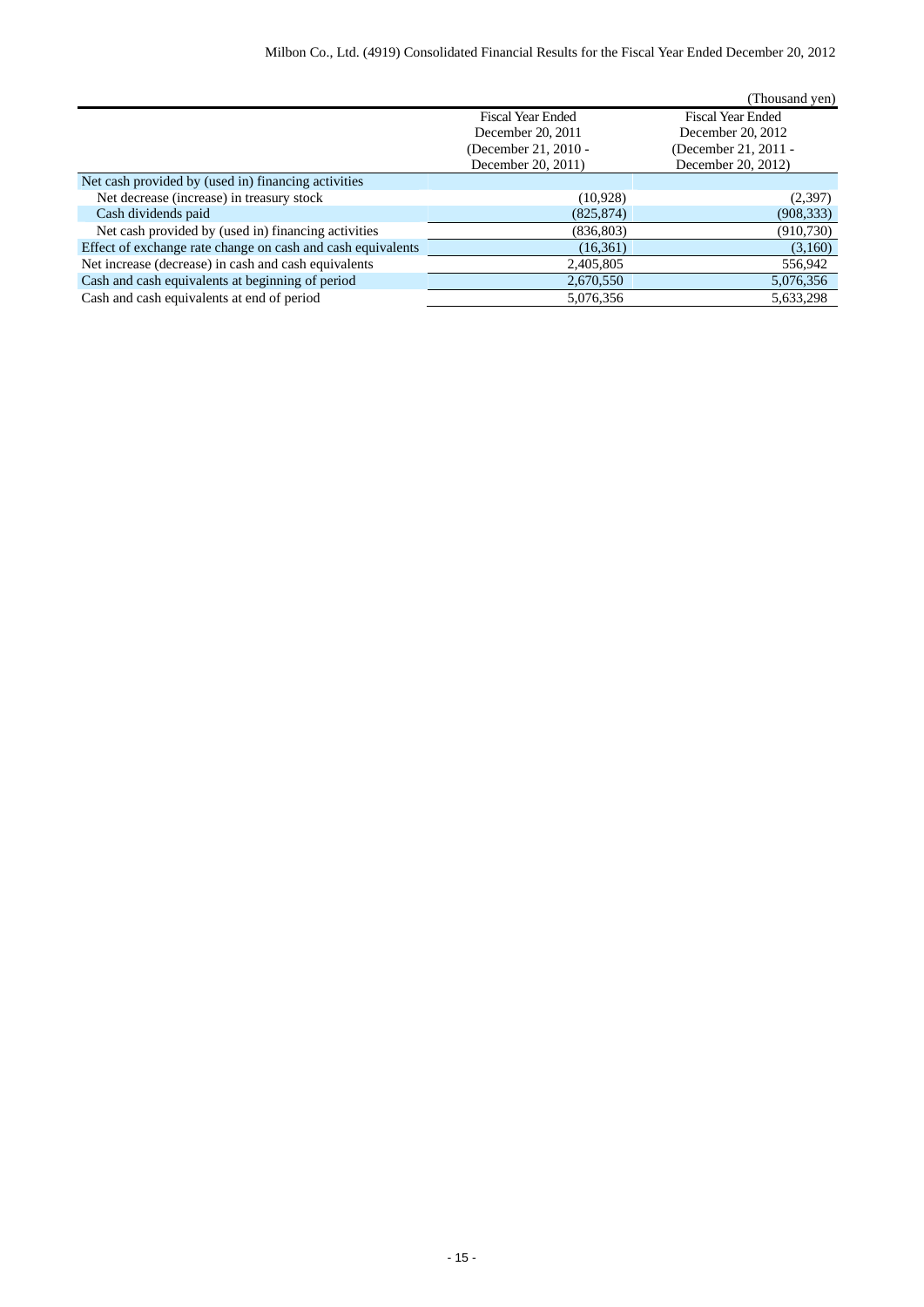(Thousand yen)

| | Fiscal Year Ended December 20, 2011 (December 21, 2010 - December 20, 2011) | Fiscal Year Ended December 20, 2012 (December 21, 2011 - December 20, 2012) |
|---|---|---|
| Net cash provided by (used in) financing activities | | |
| Net decrease (increase) in treasury stock | (10,928) | (2,397) |
| Cash dividends paid | (825,874) | (908,333) |
| Net cash provided by (used in) financing activities | (836,803) | (910,730) |
| Effect of exchange rate change on cash and cash equivalents | (16,361) | (3,160) |
| Net increase (decrease) in cash and cash equivalents | 2,405,805 | 556,942 |
| Cash and cash equivalents at beginning of period | 2,670,550 | 5,076,356 |
| Cash and cash equivalents at end of period | 5,076,356 | 5,633,298 |